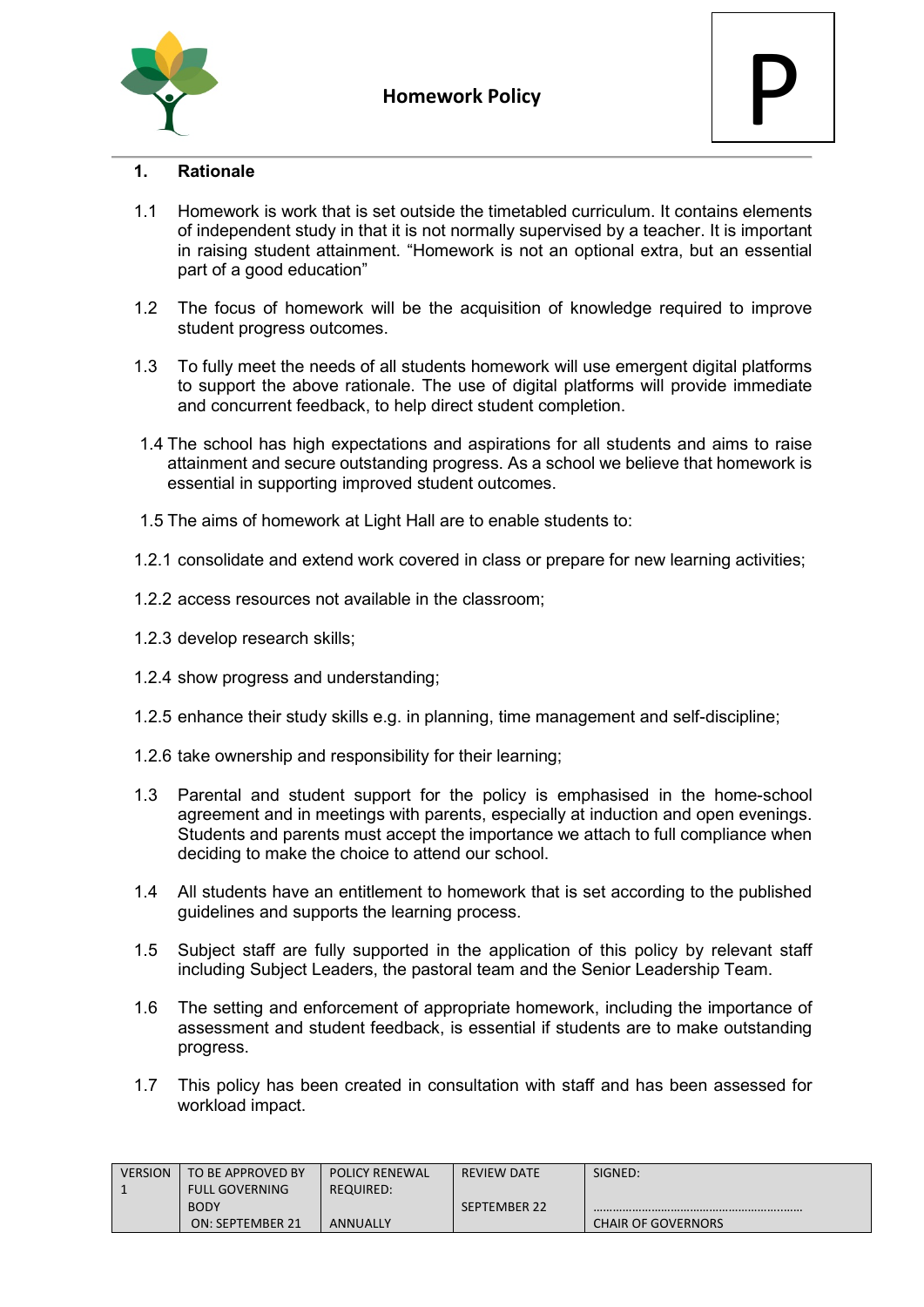# Homework Policy

P

## 1. Rationale

1.1 Homework is work that is set outside the timetabled curriculum. It contains elements of independent study in that it is not normally supervised by a teacher. It is important in raising student attainment. "Homework is not an optional extra, but an essential part of a good education"

1.2 The focus of homework will be the acquisition of knowledge required to improve student progress outcomes.

1.3 To fully meet the needs of all students homework will use emergent digital platforms to support the above rationale. The use of digital platforms will provide immediate and concurrent feedback, to help direct student completion.

1.4 The school has high expectations and aspirations for all students and aims to raise attainment and secure outstanding progress. As a school we believe that homework is essential in supporting improved student outcomes.

1.5 The aims of homework at Light Hall are to enable students to:

1.2.1 consolidate and extend work covered in class or prepare for new learning activities;

1.2.2 access resources not available in the classroom;

1.2.3 develop research skills;

1.2.4 show progress and understanding;

1.2.5 enhance their study skills e.g. in planning, time management and self-discipline;

1.2.6 take ownership and responsibility for their learning;

1.3 Parental and student support for the policy is emphasised in the home-school agreement and in meetings with parents, especially at induction and open evenings. Students and parents must accept the importance we attach to full compliance when deciding to make the choice to attend our school.

1.4 All students have an entitlement to homework that is set according to the published guidelines and supports the learning process.

1.5 Subject staff are fully supported in the application of this policy by relevant staff including Subject Leaders, the pastoral team and the Senior Leadership Team.

1.6 The setting and enforcement of appropriate homework, including the importance of assessment and student feedback, is essential if students are to make outstanding progress.

1.7 This policy has been created in consultation with staff and has been assessed for workload impact.

| VERSION 1 | TO BE APPROVED BY FULL GOVERNING BODY ON: SEPTEMBER 21 | POLICY RENEWAL REQUIRED: ANNUALLY | REVIEW DATE SEPTEMBER 22 | SIGNED: ……………………………………………………… CHAIR OF GOVERNORS |
|---|---|---|---|---|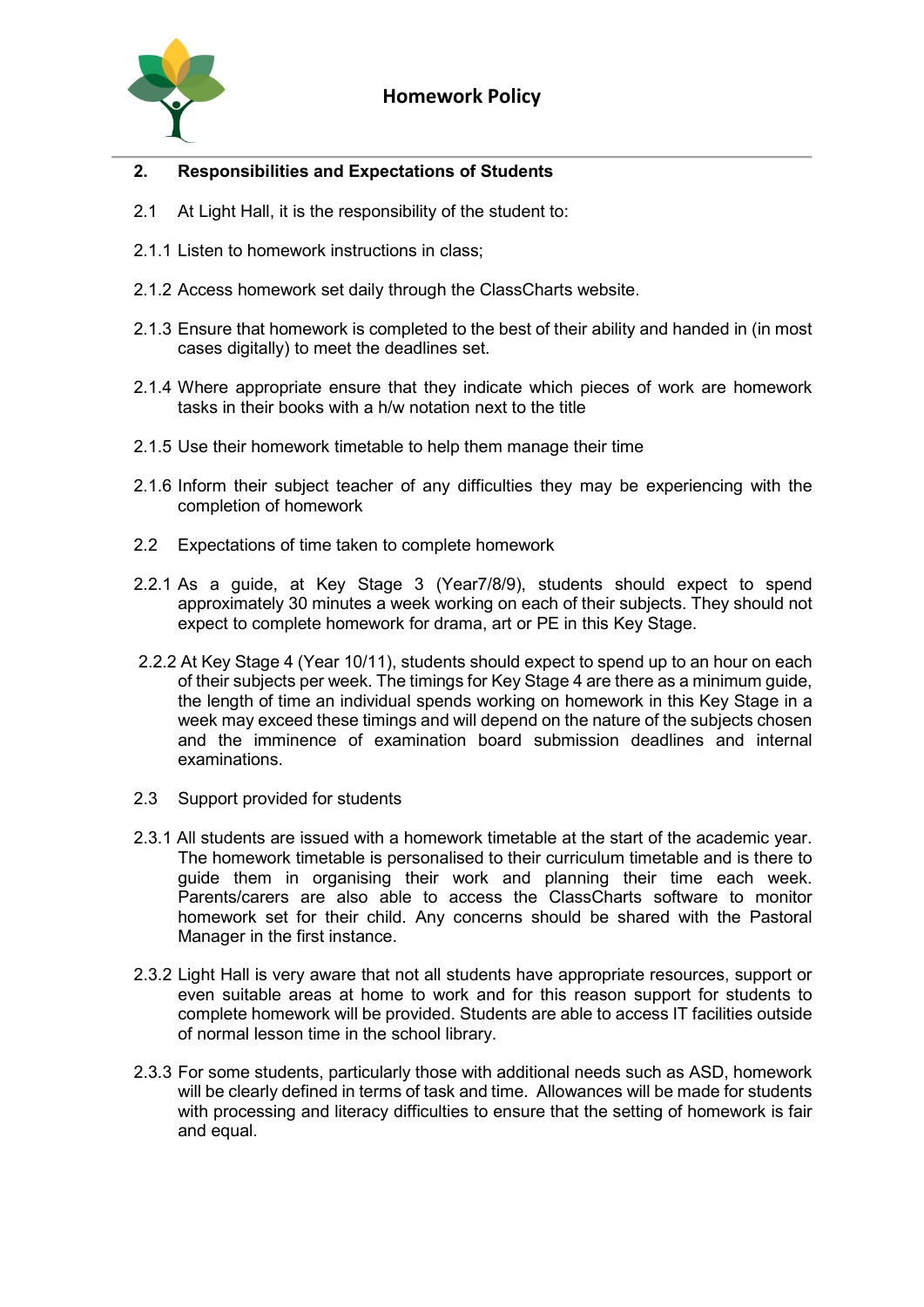## 2. Responsibilities and Expectations of Students

2.1 At Light Hall, it is the responsibility of the student to:

2.1.1 Listen to homework instructions in class;

2.1.2 Access homework set daily through the ClassCharts website.

2.1.3 Ensure that homework is completed to the best of their ability and handed in (in most cases digitally) to meet the deadlines set.

2.1.4 Where appropriate ensure that they indicate which pieces of work are homework tasks in their books with a h/w notation next to the title

2.1.5 Use their homework timetable to help them manage their time

2.1.6 Inform their subject teacher of any difficulties they may be experiencing with the completion of homework

2.2 Expectations of time taken to complete homework

2.2.1 As a guide, at Key Stage 3 (Year7/8/9), students should expect to spend approximately 30 minutes a week working on each of their subjects. They should not expect to complete homework for drama, art or PE in this Key Stage.

2.2.2 At Key Stage 4 (Year 10/11), students should expect to spend up to an hour on each of their subjects per week. The timings for Key Stage 4 are there as a minimum guide, the length of time an individual spends working on homework in this Key Stage in a week may exceed these timings and will depend on the nature of the subjects chosen and the imminence of examination board submission deadlines and internal examinations.

2.3 Support provided for students

2.3.1 All students are issued with a homework timetable at the start of the academic year. The homework timetable is personalised to their curriculum timetable and is there to guide them in organising their work and planning their time each week. Parents/carers are also able to access the ClassCharts software to monitor homework set for their child. Any concerns should be shared with the Pastoral Manager in the first instance.

2.3.2 Light Hall is very aware that not all students have appropriate resources, support or even suitable areas at home to work and for this reason support for students to complete homework will be provided. Students are able to access IT facilities outside of normal lesson time in the school library.

2.3.3 For some students, particularly those with additional needs such as ASD, homework will be clearly defined in terms of task and time. Allowances will be made for students with processing and literacy difficulties to ensure that the setting of homework is fair and equal.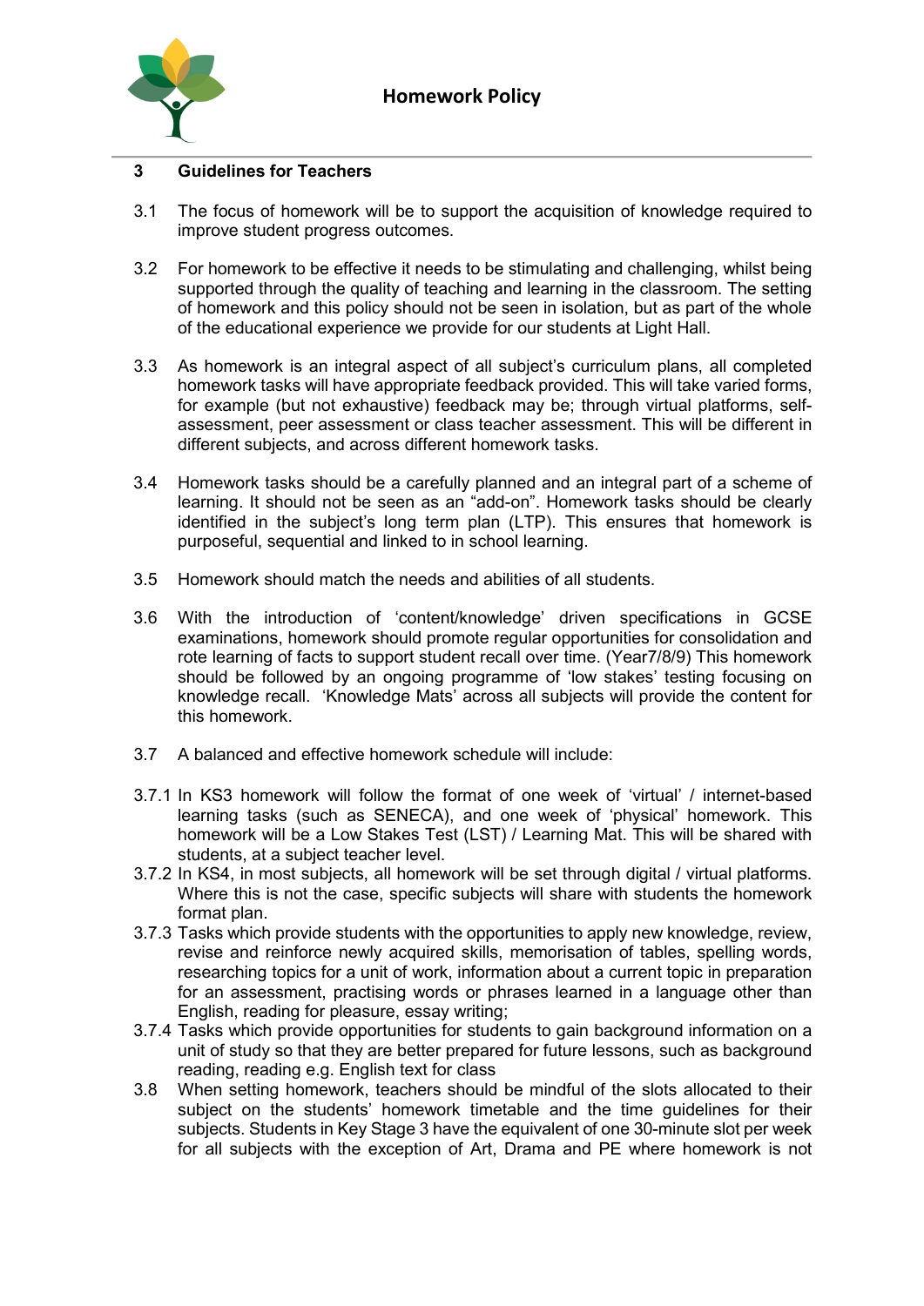## 3 Guidelines for Teachers

3.1 The focus of homework will be to support the acquisition of knowledge required to improve student progress outcomes.

3.2 For homework to be effective it needs to be stimulating and challenging, whilst being supported through the quality of teaching and learning in the classroom. The setting of homework and this policy should not be seen in isolation, but as part of the whole of the educational experience we provide for our students at Light Hall.

3.3 As homework is an integral aspect of all subject's curriculum plans, all completed homework tasks will have appropriate feedback provided. This will take varied forms, for example (but not exhaustive) feedback may be; through virtual platforms, self-assessment, peer assessment or class teacher assessment. This will be different in different subjects, and across different homework tasks.

3.4 Homework tasks should be a carefully planned and an integral part of a scheme of learning. It should not be seen as an "add-on". Homework tasks should be clearly identified in the subject's long term plan (LTP). This ensures that homework is purposeful, sequential and linked to in school learning.

3.5 Homework should match the needs and abilities of all students.

3.6 With the introduction of 'content/knowledge' driven specifications in GCSE examinations, homework should promote regular opportunities for consolidation and rote learning of facts to support student recall over time. (Year7/8/9) This homework should be followed by an ongoing programme of 'low stakes' testing focusing on knowledge recall. 'Knowledge Mats' across all subjects will provide the content for this homework.

3.7 A balanced and effective homework schedule will include:

3.7.1 In KS3 homework will follow the format of one week of 'virtual' / internet-based learning tasks (such as SENECA), and one week of 'physical' homework. This homework will be a Low Stakes Test (LST) / Learning Mat. This will be shared with students, at a subject teacher level.

3.7.2 In KS4, in most subjects, all homework will be set through digital / virtual platforms. Where this is not the case, specific subjects will share with students the homework format plan.

3.7.3 Tasks which provide students with the opportunities to apply new knowledge, review, revise and reinforce newly acquired skills, memorisation of tables, spelling words, researching topics for a unit of work, information about a current topic in preparation for an assessment, practising words or phrases learned in a language other than English, reading for pleasure, essay writing;

3.7.4 Tasks which provide opportunities for students to gain background information on a unit of study so that they are better prepared for future lessons, such as background reading, reading e.g. English text for class

3.8 When setting homework, teachers should be mindful of the slots allocated to their subject on the students' homework timetable and the time guidelines for their subjects. Students in Key Stage 3 have the equivalent of one 30-minute slot per week for all subjects with the exception of Art, Drama and PE where homework is not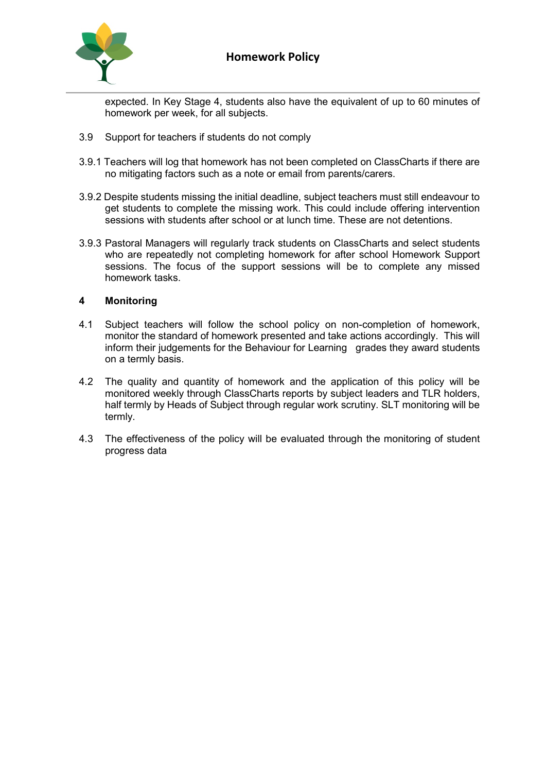expected. In Key Stage 4, students also have the equivalent of up to 60 minutes of homework per week, for all subjects.

3.9 Support for teachers if students do not comply

3.9.1 Teachers will log that homework has not been completed on ClassCharts if there are no mitigating factors such as a note or email from parents/carers.

3.9.2 Despite students missing the initial deadline, subject teachers must still endeavour to get students to complete the missing work. This could include offering intervention sessions with students after school or at lunch time. These are not detentions.

3.9.3 Pastoral Managers will regularly track students on ClassCharts and select students who are repeatedly not completing homework for after school Homework Support sessions. The focus of the support sessions will be to complete any missed homework tasks.

## 4 Monitoring

4.1 Subject teachers will follow the school policy on non-completion of homework, monitor the standard of homework presented and take actions accordingly. This will inform their judgements for the Behaviour for Learning grades they award students on a termly basis.

4.2 The quality and quantity of homework and the application of this policy will be monitored weekly through ClassCharts reports by subject leaders and TLR holders, half termly by Heads of Subject through regular work scrutiny. SLT monitoring will be termly.

4.3 The effectiveness of the policy will be evaluated through the monitoring of student progress data